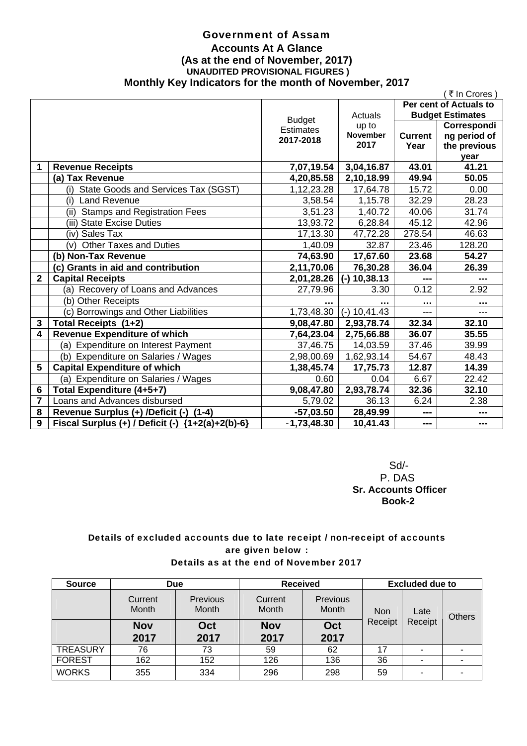# Government of Assam

## Accounts At A Glance

### (As at the end of November, 2017)

**UNAUDITED PROVISIONAL FIGURES )**

### Monthly Key Indicators for the month of November, 2017

( ₹ In Crores )

| | | Budget Estimates 2017-2018 | Actuals up to November 2017 | Per cent of Actuals to Budget Estimates | |
|---|---|---|---|---|---|
| | | | | Current Year | Corresponding period of the previous year |
| **1** | **Revenue Receipts** | **7,07,19.54** | **3,04,16.87** | **43.01** | **41.21** |
| | **(a) Tax Revenue** | **4,20,85.58** | **2,10,18.99** | **49.94** | **50.05** |
| | (i) State Goods and Services Tax (SGST) | 1,12,23.28 | 17,64.78 | 15.72 | 0.00 |
| | (i) Land Revenue | 3,58.54 | 1,15.78 | 32.29 | 28.23 |
| | (ii) Stamps and Registration Fees | 3,51.23 | 1,40.72 | 40.06 | 31.74 |
| | (iii) State Excise Duties | 13,93.72 | 6,28.84 | 45.12 | 42.96 |
| | (iv) Sales Tax | 17,13.30 | 47,72.28 | 278.54 | 46.63 |
| | (v) Other Taxes and Duties | 1,40.09 | 32.87 | 23.46 | 128.20 |
| | **(b) Non-Tax Revenue** | **74,63.90** | **17,67.60** | **23.68** | **54.27** |
| | **(c) Grants in aid and contribution** | **2,11,70.06** | **76,30.28** | **36.04** | **26.39** |
| **2** | **Capital Receipts** | **2,01,28.26** | **(-) 10,38.13** | **---** | **---** |
| | (a) Recovery of Loans and Advances | 27,79.96 | 3.30 | 0.12 | 2.92 |
| | (b) Other Receipts | ... | ... | ... | ... |
| | (c) Borrowings and Other Liabilities | 1,73,48.30 | (-) 10,41.43 | --- | --- |
| **3** | **Total Receipts (1+2)** | **9,08,47.80** | **2,93,78.74** | **32.34** | **32.10** |
| **4** | **Revenue Expenditure of which** | **7,64,23.04** | **2,75,66.88** | **36.07** | **35.55** |
| | (a) Expenditure on Interest Payment | 37,46.75 | 14,03.59 | 37.46 | 39.99 |
| | (b) Expenditure on Salaries / Wages | 2,98,00.69 | 1,62,93.14 | 54.67 | 48.43 |
| **5** | **Capital Expenditure of which** | **1,38,45.74** | **17,75.73** | **12.87** | **14.39** |
| | (a) Expenditure on Salaries / Wages | 0.60 | 0.04 | 6.67 | 22.42 |
| **6** | **Total Expenditure (4+5+7)** | **9,08,47.80** | **2,93,78.74** | **32.36** | **32.10** |
| **7** | Loans and Advances disbursed | 5,79.02 | 36.13 | 6.24 | 2.38 |
| **8** | **Revenue Surplus (+) /Deficit (-) (1-4)** | **-57,03.50** | **28,49.99** | **---** | **---** |
| **9** | **Fiscal Surplus (+) / Deficit (-) {1+2(a)+2(b)-6}** | **-1,73,48.30** | **10,41.43** | **---** | **---** |

Sd/-
P. DAS
**Sr. Accounts Officer**
**Book-2**

**Details of excluded accounts due to late receipt / non-receipt of accounts are given below :**

**Details as at the end of November 2017**

| Source | Due | | Received | | Excluded due to | | |
|---|---|---|---|---|---|---|---|
| | Current Month | Previous Month | Current Month | Previous Month | Non Receipt | Late Receipt | Others |
| | **Nov 2017** | **Oct 2017** | **Nov 2017** | **Oct 2017** | | | |
| TREASURY | 76 | 73 | 59 | 62 | 17 | - | - |
| FOREST | 162 | 152 | 126 | 136 | 36 | - | - |
| WORKS | 355 | 334 | 296 | 298 | 59 | - | - |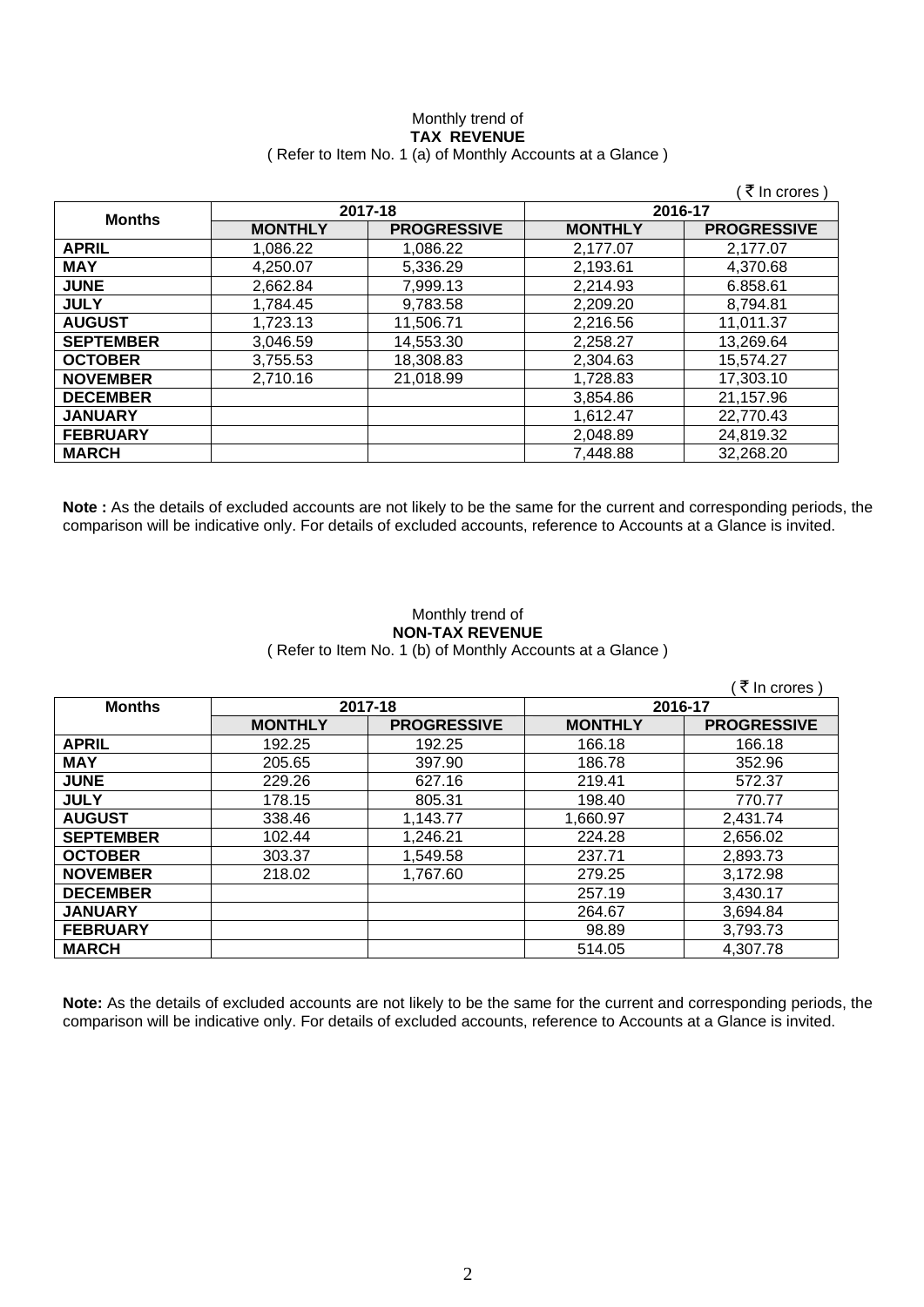Monthly trend of

**TAX REVENUE**

( Refer to Item No. 1 (a) of Monthly Accounts at a Glance )

( ₹ In crores )

| Months | 2017-18 | | 2016-17 | |
|---|---|---|---|---|
| | MONTHLY | PROGRESSIVE | MONTHLY | PROGRESSIVE |
| APRIL | 1,086.22 | 1,086.22 | 2,177.07 | 2,177.07 |
| MAY | 4,250.07 | 5,336.29 | 2,193.61 | 4,370.68 |
| JUNE | 2,662.84 | 7,999.13 | 2,214.93 | 6.858.61 |
| JULY | 1,784.45 | 9,783.58 | 2,209.20 | 8,794.81 |
| AUGUST | 1,723.13 | 11,506.71 | 2,216.56 | 11,011.37 |
| SEPTEMBER | 3,046.59 | 14,553.30 | 2,258.27 | 13,269.64 |
| OCTOBER | 3,755.53 | 18,308.83 | 2,304.63 | 15,574.27 |
| NOVEMBER | 2,710.16 | 21,018.99 | 1,728.83 | 17,303.10 |
| DECEMBER | | | 3,854.86 | 21,157.96 |
| JANUARY | | | 1,612.47 | 22,770.43 |
| FEBRUARY | | | 2,048.89 | 24,819.32 |
| MARCH | | | 7,448.88 | 32,268.20 |

**Note :** As the details of excluded accounts are not likely to be the same for the current and corresponding periods, the comparison will be indicative only. For details of excluded accounts, reference to Accounts at a Glance is invited.

Monthly trend of

**NON-TAX REVENUE**

( Refer to Item No. 1 (b) of Monthly Accounts at a Glance )

( ₹ In crores )

| Months | 2017-18 | | 2016-17 | |
|---|---|---|---|---|
| | MONTHLY | PROGRESSIVE | MONTHLY | PROGRESSIVE |
| APRIL | 192.25 | 192.25 | 166.18 | 166.18 |
| MAY | 205.65 | 397.90 | 186.78 | 352.96 |
| JUNE | 229.26 | 627.16 | 219.41 | 572.37 |
| JULY | 178.15 | 805.31 | 198.40 | 770.77 |
| AUGUST | 338.46 | 1,143.77 | 1,660.97 | 2,431.74 |
| SEPTEMBER | 102.44 | 1,246.21 | 224.28 | 2,656.02 |
| OCTOBER | 303.37 | 1,549.58 | 237.71 | 2,893.73 |
| NOVEMBER | 218.02 | 1,767.60 | 279.25 | 3,172.98 |
| DECEMBER | | | 257.19 | 3,430.17 |
| JANUARY | | | 264.67 | 3,694.84 |
| FEBRUARY | | | 98.89 | 3,793.73 |
| MARCH | | | 514.05 | 4,307.78 |

**Note:** As the details of excluded accounts are not likely to be the same for the current and corresponding periods, the comparison will be indicative only. For details of excluded accounts, reference to Accounts at a Glance is invited.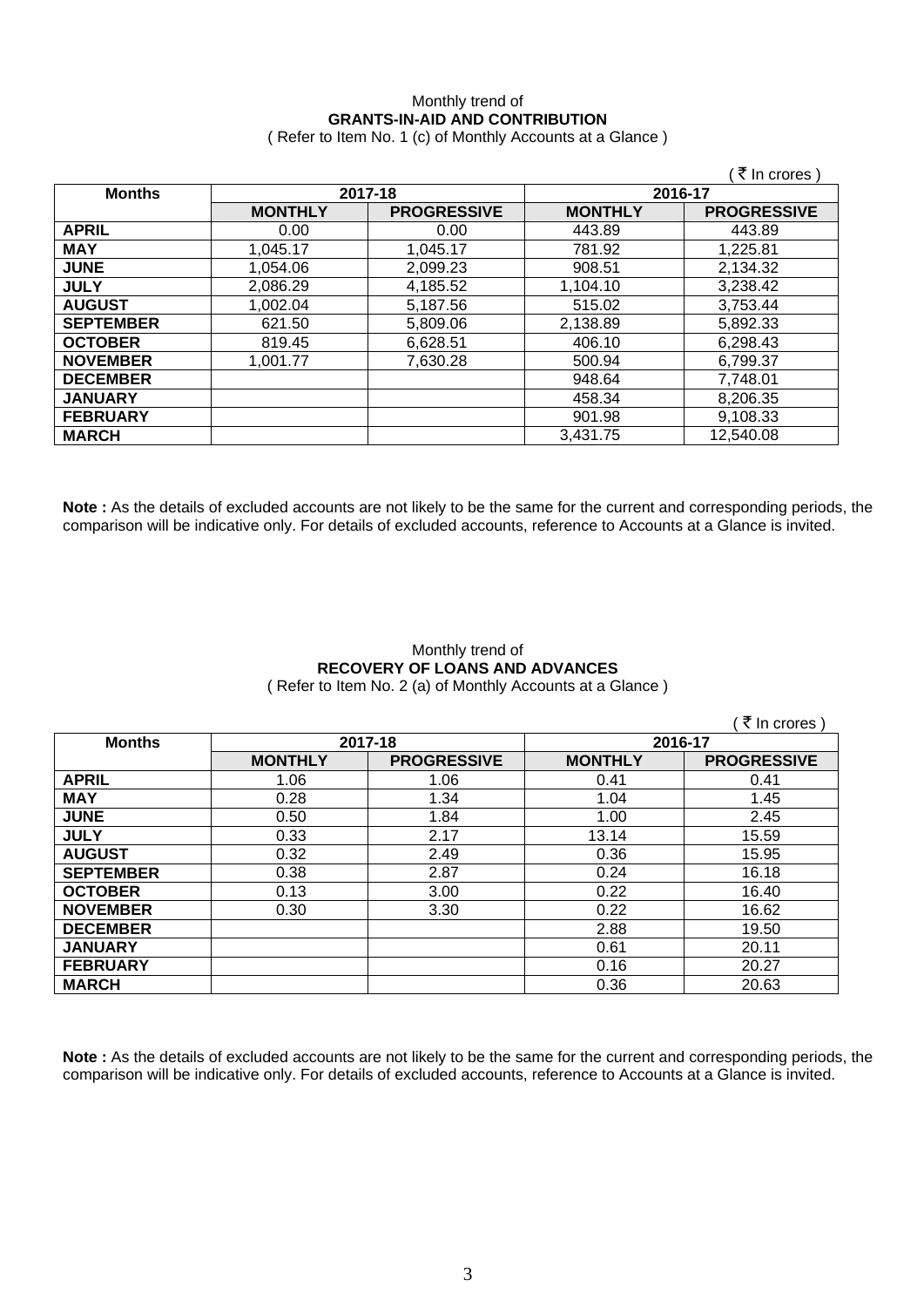Monthly trend of

**GRANTS-IN-AID AND CONTRIBUTION**

( Refer to Item No. 1 (c) of Monthly Accounts at a Glance )

( ₹ In crores )

| Months | 2017-18 | | 2016-17 | |
|---|---|---|---|---|
| | **MONTHLY** | **PROGRESSIVE** | **MONTHLY** | **PROGRESSIVE** |
| **APRIL** | 0.00 | 0.00 | 443.89 | 443.89 |
| **MAY** | 1,045.17 | 1,045.17 | 781.92 | 1,225.81 |
| **JUNE** | 1,054.06 | 2,099.23 | 908.51 | 2,134.32 |
| **JULY** | 2,086.29 | 4,185.52 | 1,104.10 | 3,238.42 |
| **AUGUST** | 1,002.04 | 5,187.56 | 515.02 | 3,753.44 |
| **SEPTEMBER** | 621.50 | 5,809.06 | 2,138.89 | 5,892.33 |
| **OCTOBER** | 819.45 | 6,628.51 | 406.10 | 6,298.43 |
| **NOVEMBER** | 1,001.77 | 7,630.28 | 500.94 | 6,799.37 |
| **DECEMBER** | | | 948.64 | 7,748.01 |
| **JANUARY** | | | 458.34 | 8,206.35 |
| **FEBRUARY** | | | 901.98 | 9,108.33 |
| **MARCH** | | | 3,431.75 | 12,540.08 |

**Note :** As the details of excluded accounts are not likely to be the same for the current and corresponding periods, the comparison will be indicative only. For details of excluded accounts, reference to Accounts at a Glance is invited.

Monthly trend of

**RECOVERY OF LOANS AND ADVANCES**

( Refer to Item No. 2 (a) of Monthly Accounts at a Glance )

( ₹ In crores )

| Months | 2017-18 | | 2016-17 | |
|---|---|---|---|---|
| | **MONTHLY** | **PROGRESSIVE** | **MONTHLY** | **PROGRESSIVE** |
| **APRIL** | 1.06 | 1.06 | 0.41 | 0.41 |
| **MAY** | 0.28 | 1.34 | 1.04 | 1.45 |
| **JUNE** | 0.50 | 1.84 | 1.00 | 2.45 |
| **JULY** | 0.33 | 2.17 | 13.14 | 15.59 |
| **AUGUST** | 0.32 | 2.49 | 0.36 | 15.95 |
| **SEPTEMBER** | 0.38 | 2.87 | 0.24 | 16.18 |
| **OCTOBER** | 0.13 | 3.00 | 0.22 | 16.40 |
| **NOVEMBER** | 0.30 | 3.30 | 0.22 | 16.62 |
| **DECEMBER** | | | 2.88 | 19.50 |
| **JANUARY** | | | 0.61 | 20.11 |
| **FEBRUARY** | | | 0.16 | 20.27 |
| **MARCH** | | | 0.36 | 20.63 |

**Note :** As the details of excluded accounts are not likely to be the same for the current and corresponding periods, the comparison will be indicative only. For details of excluded accounts, reference to Accounts at a Glance is invited.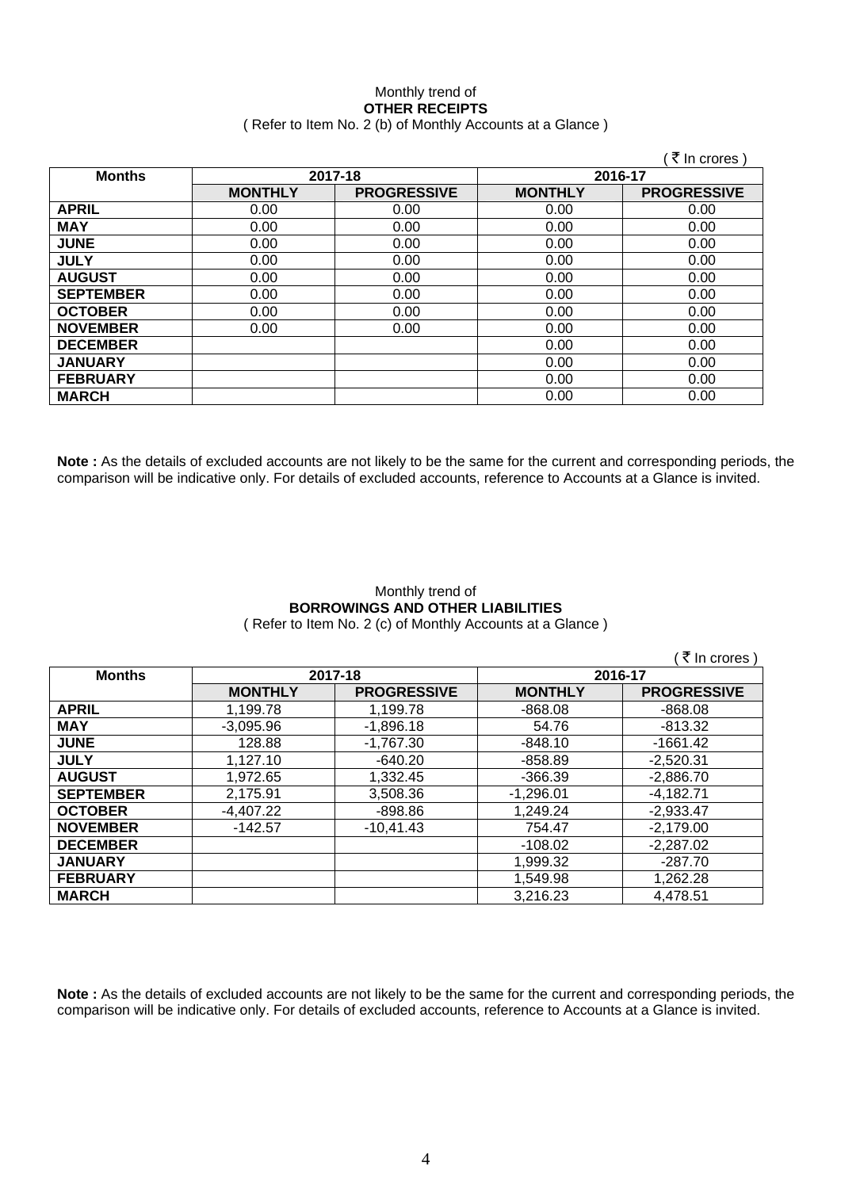Monthly trend of
**OTHER RECEIPTS**
( Refer to Item No. 2 (b) of Monthly Accounts at a Glance )

( ₹ In crores )

| Months | 2017-18 | | 2016-17 | |
|---|---|---|---|---|
| | **MONTHLY** | **PROGRESSIVE** | **MONTHLY** | **PROGRESSIVE** |
| **APRIL** | 0.00 | 0.00 | 0.00 | 0.00 |
| **MAY** | 0.00 | 0.00 | 0.00 | 0.00 |
| **JUNE** | 0.00 | 0.00 | 0.00 | 0.00 |
| **JULY** | 0.00 | 0.00 | 0.00 | 0.00 |
| **AUGUST** | 0.00 | 0.00 | 0.00 | 0.00 |
| **SEPTEMBER** | 0.00 | 0.00 | 0.00 | 0.00 |
| **OCTOBER** | 0.00 | 0.00 | 0.00 | 0.00 |
| **NOVEMBER** | 0.00 | 0.00 | 0.00 | 0.00 |
| **DECEMBER** | | | 0.00 | 0.00 |
| **JANUARY** | | | 0.00 | 0.00 |
| **FEBRUARY** | | | 0.00 | 0.00 |
| **MARCH** | | | 0.00 | 0.00 |

**Note :** As the details of excluded accounts are not likely to be the same for the current and corresponding periods, the comparison will be indicative only. For details of excluded accounts, reference to Accounts at a Glance is invited.

Monthly trend of
**BORROWINGS AND OTHER LIABILITIES**
( Refer to Item No. 2 (c) of Monthly Accounts at a Glance )

( ₹ In crores )

| Months | 2017-18 | | 2016-17 | |
|---|---|---|---|---|
| | **MONTHLY** | **PROGRESSIVE** | **MONTHLY** | **PROGRESSIVE** |
| **APRIL** | 1,199.78 | 1,199.78 | -868.08 | -868.08 |
| **MAY** | -3,095.96 | -1,896.18 | 54.76 | -813.32 |
| **JUNE** | 128.88 | -1,767.30 | -848.10 | -1661.42 |
| **JULY** | 1,127.10 | -640.20 | -858.89 | -2,520.31 |
| **AUGUST** | 1,972.65 | 1,332.45 | -366.39 | -2,886.70 |
| **SEPTEMBER** | 2,175.91 | 3,508.36 | -1,296.01 | -4,182.71 |
| **OCTOBER** | -4,407.22 | -898.86 | 1,249.24 | -2,933.47 |
| **NOVEMBER** | -142.57 | -10,41.43 | 754.47 | -2,179.00 |
| **DECEMBER** | | | -108.02 | -2,287.02 |
| **JANUARY** | | | 1,999.32 | -287.70 |
| **FEBRUARY** | | | 1,549.98 | 1,262.28 |
| **MARCH** | | | 3,216.23 | 4,478.51 |

**Note :** As the details of excluded accounts are not likely to be the same for the current and corresponding periods, the comparison will be indicative only. For details of excluded accounts, reference to Accounts at a Glance is invited.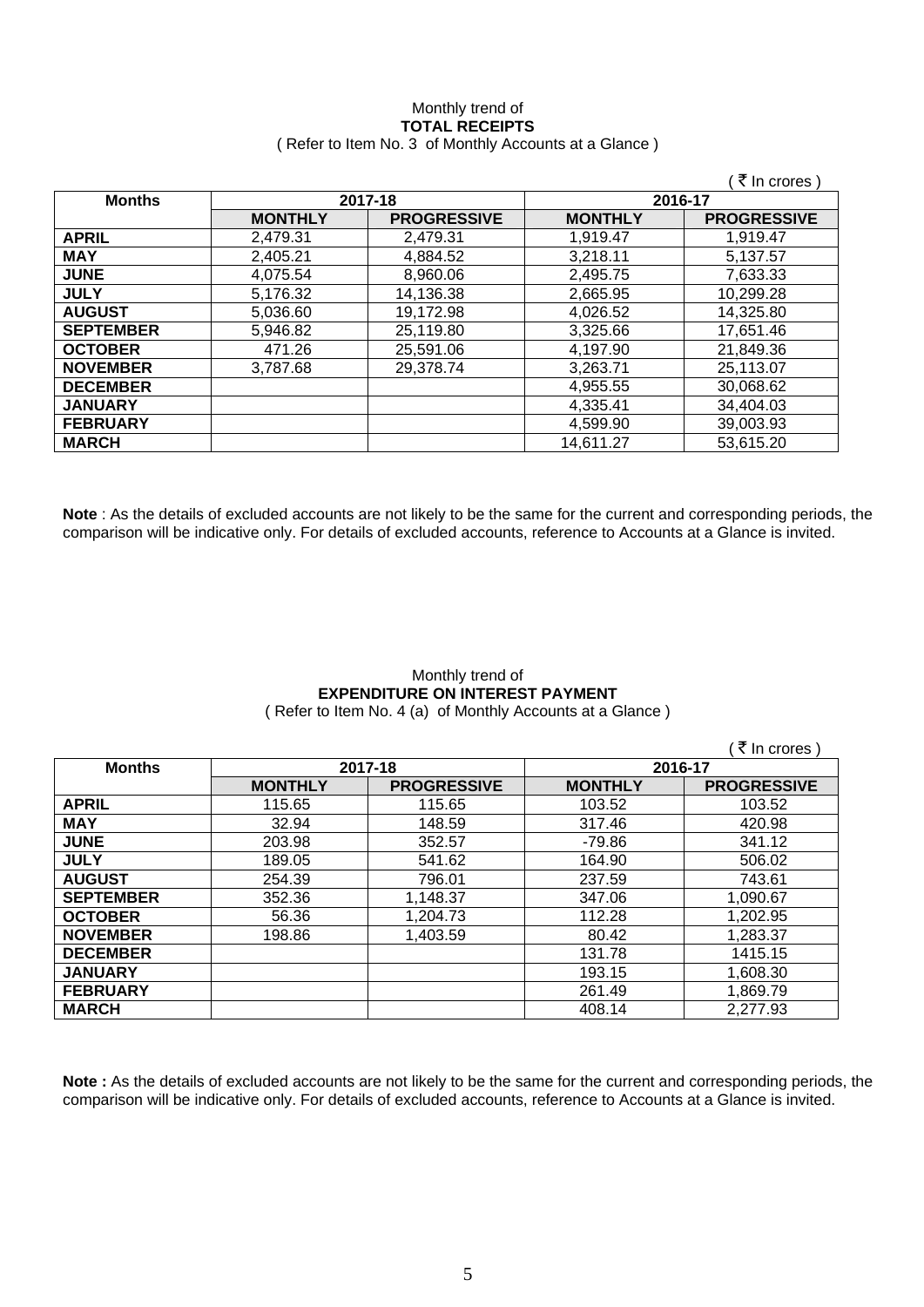Monthly trend of

**TOTAL RECEIPTS**

( Refer to Item No. 3 of Monthly Accounts at a Glance )

( ₹ In crores )

| Months | 2017-18 | | 2016-17 | |
|---|---|---|---|---|
| | **MONTHLY** | **PROGRESSIVE** | **MONTHLY** | **PROGRESSIVE** |
| **APRIL** | 2,479.31 | 2,479.31 | 1,919.47 | 1,919.47 |
| **MAY** | 2,405.21 | 4,884.52 | 3,218.11 | 5,137.57 |
| **JUNE** | 4,075.54 | 8,960.06 | 2,495.75 | 7,633.33 |
| **JULY** | 5,176.32 | 14,136.38 | 2,665.95 | 10,299.28 |
| **AUGUST** | 5,036.60 | 19,172.98 | 4,026.52 | 14,325.80 |
| **SEPTEMBER** | 5,946.82 | 25,119.80 | 3,325.66 | 17,651.46 |
| **OCTOBER** | 471.26 | 25,591.06 | 4,197.90 | 21,849.36 |
| **NOVEMBER** | 3,787.68 | 29,378.74 | 3,263.71 | 25,113.07 |
| **DECEMBER** | | | 4,955.55 | 30,068.62 |
| **JANUARY** | | | 4,335.41 | 34,404.03 |
| **FEBRUARY** | | | 4,599.90 | 39,003.93 |
| **MARCH** | | | 14,611.27 | 53,615.20 |

**Note** : As the details of excluded accounts are not likely to be the same for the current and corresponding periods, the comparison will be indicative only. For details of excluded accounts, reference to Accounts at a Glance is invited.

Monthly trend of

**EXPENDITURE ON INTEREST PAYMENT**

( Refer to Item No. 4 (a) of Monthly Accounts at a Glance )

( ₹ In crores )

| Months | 2017-18 | | 2016-17 | |
|---|---|---|---|---|
| | **MONTHLY** | **PROGRESSIVE** | **MONTHLY** | **PROGRESSIVE** |
| **APRIL** | 115.65 | 115.65 | 103.52 | 103.52 |
| **MAY** | 32.94 | 148.59 | 317.46 | 420.98 |
| **JUNE** | 203.98 | 352.57 | -79.86 | 341.12 |
| **JULY** | 189.05 | 541.62 | 164.90 | 506.02 |
| **AUGUST** | 254.39 | 796.01 | 237.59 | 743.61 |
| **SEPTEMBER** | 352.36 | 1,148.37 | 347.06 | 1,090.67 |
| **OCTOBER** | 56.36 | 1,204.73 | 112.28 | 1,202.95 |
| **NOVEMBER** | 198.86 | 1,403.59 | 80.42 | 1,283.37 |
| **DECEMBER** | | | 131.78 | 1415.15 |
| **JANUARY** | | | 193.15 | 1,608.30 |
| **FEBRUARY** | | | 261.49 | 1,869.79 |
| **MARCH** | | | 408.14 | 2,277.93 |

**Note :** As the details of excluded accounts are not likely to be the same for the current and corresponding periods, the comparison will be indicative only. For details of excluded accounts, reference to Accounts at a Glance is invited.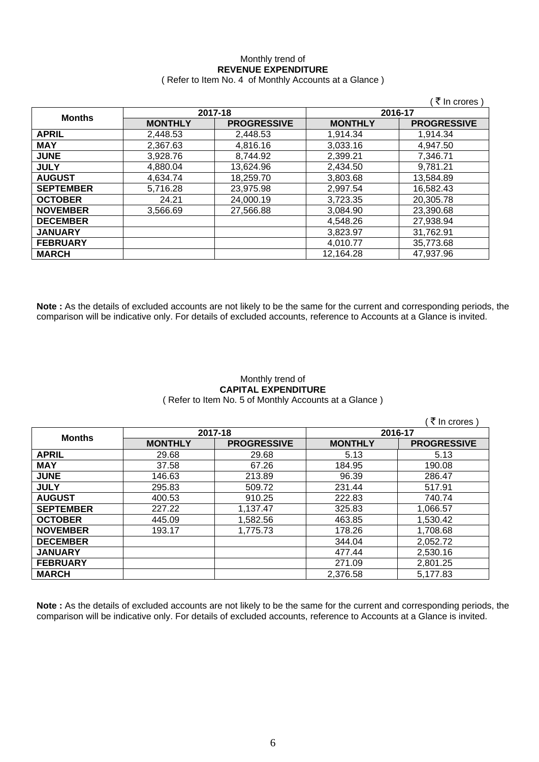Monthly trend of

**REVENUE EXPENDITURE**

( Refer to Item No. 4 of Monthly Accounts at a Glance )

( ₹ In crores )

| Months | 2017-18 | | 2016-17 | |
|---|---|---|---|---|
| | MONTHLY | PROGRESSIVE | MONTHLY | PROGRESSIVE |
| APRIL | 2,448.53 | 2,448.53 | 1,914.34 | 1,914.34 |
| MAY | 2,367.63 | 4,816.16 | 3,033.16 | 4,947.50 |
| JUNE | 3,928.76 | 8,744.92 | 2,399.21 | 7,346.71 |
| JULY | 4,880.04 | 13,624.96 | 2,434.50 | 9,781.21 |
| AUGUST | 4,634.74 | 18,259.70 | 3,803.68 | 13,584.89 |
| SEPTEMBER | 5,716.28 | 23,975.98 | 2,997.54 | 16,582.43 |
| OCTOBER | 24.21 | 24,000.19 | 3,723.35 | 20,305.78 |
| NOVEMBER | 3,566.69 | 27,566.88 | 3,084.90 | 23,390.68 |
| DECEMBER | | | 4,548.26 | 27,938.94 |
| JANUARY | | | 3,823.97 | 31,762.91 |
| FEBRUARY | | | 4,010.77 | 35,773.68 |
| MARCH | | | 12,164.28 | 47,937.96 |

**Note :** As the details of excluded accounts are not likely to be the same for the current and corresponding periods, the comparison will be indicative only. For details of excluded accounts, reference to Accounts at a Glance is invited.

Monthly trend of

**CAPITAL EXPENDITURE**

( Refer to Item No. 5 of Monthly Accounts at a Glance )

( ₹ In crores )

| Months | 2017-18 | | 2016-17 | |
|---|---|---|---|---|
| | MONTHLY | PROGRESSIVE | MONTHLY | PROGRESSIVE |
| APRIL | 29.68 | 29.68 | 5.13 | 5.13 |
| MAY | 37.58 | 67.26 | 184.95 | 190.08 |
| JUNE | 146.63 | 213.89 | 96.39 | 286.47 |
| JULY | 295.83 | 509.72 | 231.44 | 517.91 |
| AUGUST | 400.53 | 910.25 | 222.83 | 740.74 |
| SEPTEMBER | 227.22 | 1,137.47 | 325.83 | 1,066.57 |
| OCTOBER | 445.09 | 1,582.56 | 463.85 | 1,530.42 |
| NOVEMBER | 193.17 | 1,775.73 | 178.26 | 1,708.68 |
| DECEMBER | | | 344.04 | 2,052.72 |
| JANUARY | | | 477.44 | 2,530.16 |
| FEBRUARY | | | 271.09 | 2,801.25 |
| MARCH | | | 2,376.58 | 5,177.83 |

**Note :** As the details of excluded accounts are not likely to be the same for the current and corresponding periods, the comparison will be indicative only. For details of excluded accounts, reference to Accounts at a Glance is invited.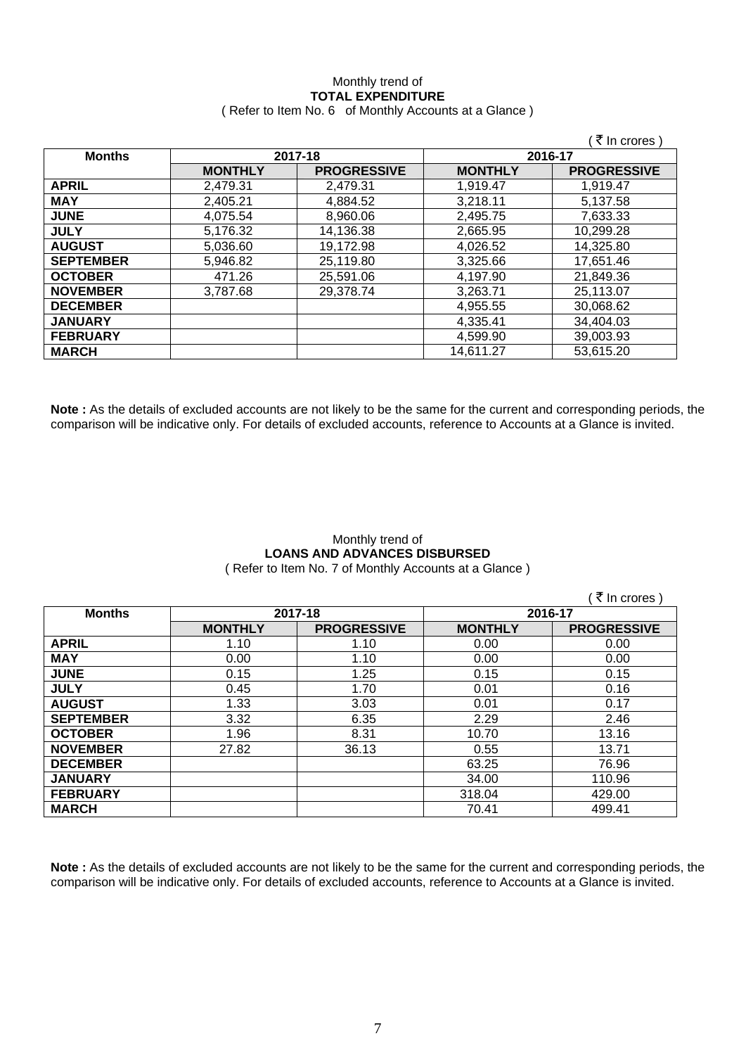Monthly trend of

**TOTAL EXPENDITURE**

( Refer to Item No. 6 of Monthly Accounts at a Glance )

( ₹ In crores )

| Months | 2017-18 | | 2016-17 | |
|---|---|---|---|---|
| | MONTHLY | PROGRESSIVE | MONTHLY | PROGRESSIVE |
| APRIL | 2,479.31 | 2,479.31 | 1,919.47 | 1,919.47 |
| MAY | 2,405.21 | 4,884.52 | 3,218.11 | 5,137.58 |
| JUNE | 4,075.54 | 8,960.06 | 2,495.75 | 7,633.33 |
| JULY | 5,176.32 | 14,136.38 | 2,665.95 | 10,299.28 |
| AUGUST | 5,036.60 | 19,172.98 | 4,026.52 | 14,325.80 |
| SEPTEMBER | 5,946.82 | 25,119.80 | 3,325.66 | 17,651.46 |
| OCTOBER | 471.26 | 25,591.06 | 4,197.90 | 21,849.36 |
| NOVEMBER | 3,787.68 | 29,378.74 | 3,263.71 | 25,113.07 |
| DECEMBER | | | 4,955.55 | 30,068.62 |
| JANUARY | | | 4,335.41 | 34,404.03 |
| FEBRUARY | | | 4,599.90 | 39,003.93 |
| MARCH | | | 14,611.27 | 53,615.20 |

**Note :** As the details of excluded accounts are not likely to be the same for the current and corresponding periods, the comparison will be indicative only. For details of excluded accounts, reference to Accounts at a Glance is invited.

Monthly trend of

**LOANS AND ADVANCES DISBURSED**

( Refer to Item No. 7 of Monthly Accounts at a Glance )

( ₹ In crores )

| Months | 2017-18 | | 2016-17 | |
|---|---|---|---|---|
| | MONTHLY | PROGRESSIVE | MONTHLY | PROGRESSIVE |
| APRIL | 1.10 | 1.10 | 0.00 | 0.00 |
| MAY | 0.00 | 1.10 | 0.00 | 0.00 |
| JUNE | 0.15 | 1.25 | 0.15 | 0.15 |
| JULY | 0.45 | 1.70 | 0.01 | 0.16 |
| AUGUST | 1.33 | 3.03 | 0.01 | 0.17 |
| SEPTEMBER | 3.32 | 6.35 | 2.29 | 2.46 |
| OCTOBER | 1.96 | 8.31 | 10.70 | 13.16 |
| NOVEMBER | 27.82 | 36.13 | 0.55 | 13.71 |
| DECEMBER | | | 63.25 | 76.96 |
| JANUARY | | | 34.00 | 110.96 |
| FEBRUARY | | | 318.04 | 429.00 |
| MARCH | | | 70.41 | 499.41 |

**Note :** As the details of excluded accounts are not likely to be the same for the current and corresponding periods, the comparison will be indicative only. For details of excluded accounts, reference to Accounts at a Glance is invited.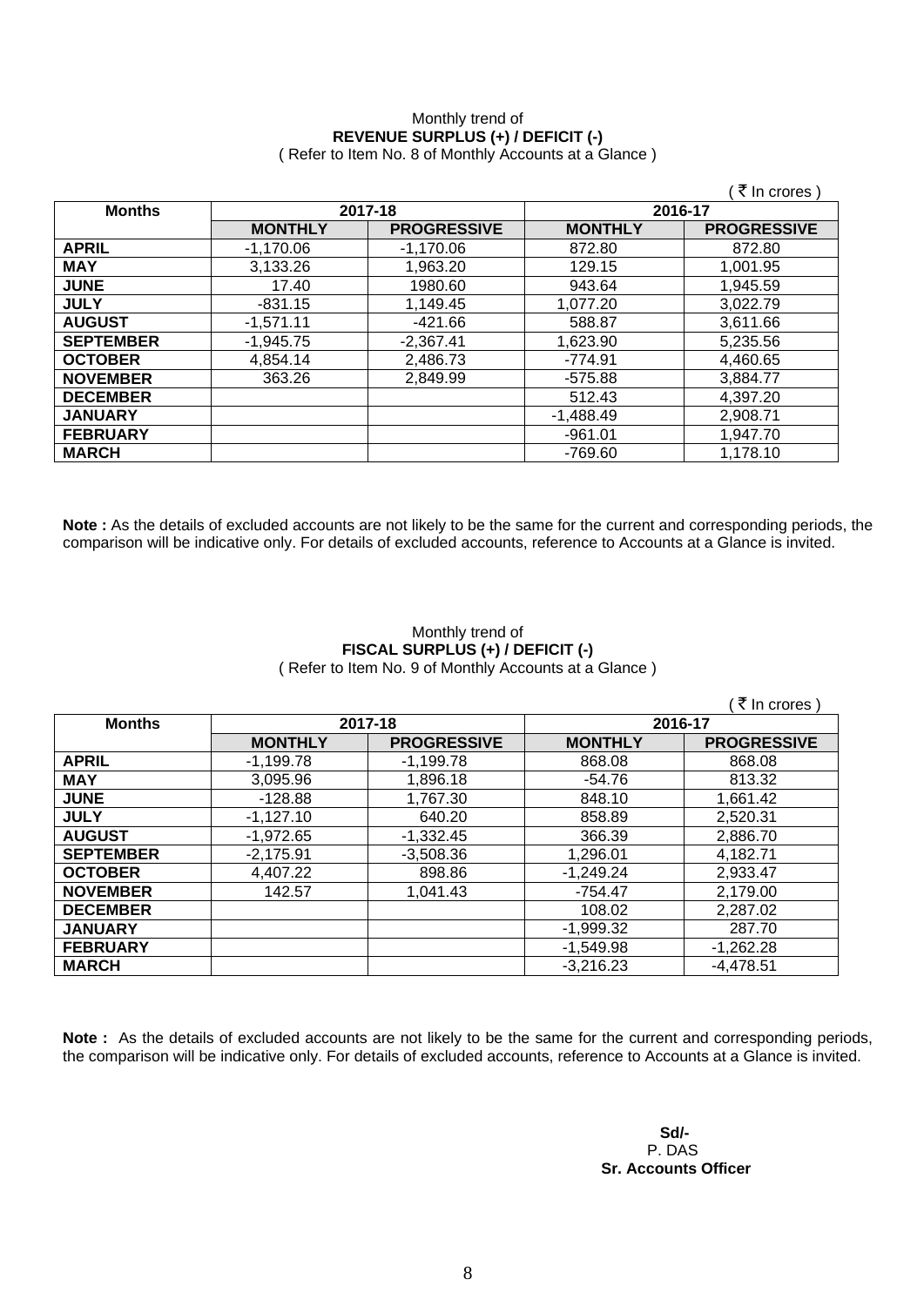Monthly trend of
**REVENUE SURPLUS (+) / DEFICIT (-)**
( Refer to Item No. 8 of Monthly Accounts at a Glance )

( ₹ In crores )

| Months | 2017-18 | | 2016-17 | |
|---|---|---|---|---|
| | MONTHLY | PROGRESSIVE | MONTHLY | PROGRESSIVE |
| APRIL | -1,170.06 | -1,170.06 | 872.80 | 872.80 |
| MAY | 3,133.26 | 1,963.20 | 129.15 | 1,001.95 |
| JUNE | 17.40 | 1980.60 | 943.64 | 1,945.59 |
| JULY | -831.15 | 1,149.45 | 1,077.20 | 3,022.79 |
| AUGUST | -1,571.11 | -421.66 | 588.87 | 3,611.66 |
| SEPTEMBER | -1,945.75 | -2,367.41 | 1,623.90 | 5,235.56 |
| OCTOBER | 4,854.14 | 2,486.73 | -774.91 | 4,460.65 |
| NOVEMBER | 363.26 | 2,849.99 | -575.88 | 3,884.77 |
| DECEMBER | | | 512.43 | 4,397.20 |
| JANUARY | | | -1,488.49 | 2,908.71 |
| FEBRUARY | | | -961.01 | 1,947.70 |
| MARCH | | | -769.60 | 1,178.10 |

**Note :** As the details of excluded accounts are not likely to be the same for the current and corresponding periods, the comparison will be indicative only. For details of excluded accounts, reference to Accounts at a Glance is invited.

Monthly trend of
**FISCAL SURPLUS (+) / DEFICIT (-)**
( Refer to Item No. 9 of Monthly Accounts at a Glance )

( ₹ In crores )

| Months | 2017-18 | | 2016-17 | |
|---|---|---|---|---|
| | MONTHLY | PROGRESSIVE | MONTHLY | PROGRESSIVE |
| APRIL | -1,199.78 | -1,199.78 | 868.08 | 868.08 |
| MAY | 3,095.96 | 1,896.18 | -54.76 | 813.32 |
| JUNE | -128.88 | 1,767.30 | 848.10 | 1,661.42 |
| JULY | -1,127.10 | 640.20 | 858.89 | 2,520.31 |
| AUGUST | -1,972.65 | -1,332.45 | 366.39 | 2,886.70 |
| SEPTEMBER | -2,175.91 | -3,508.36 | 1,296.01 | 4,182.71 |
| OCTOBER | 4,407.22 | 898.86 | -1,249.24 | 2,933.47 |
| NOVEMBER | 142.57 | 1,041.43 | -754.47 | 2,179.00 |
| DECEMBER | | | 108.02 | 2,287.02 |
| JANUARY | | | -1,999.32 | 287.70 |
| FEBRUARY | | | -1,549.98 | -1,262.28 |
| MARCH | | | -3,216.23 | -4,478.51 |

**Note :** As the details of excluded accounts are not likely to be the same for the current and corresponding periods, the comparison will be indicative only. For details of excluded accounts, reference to Accounts at a Glance is invited.

**Sd/-**
P. DAS
**Sr. Accounts Officer**